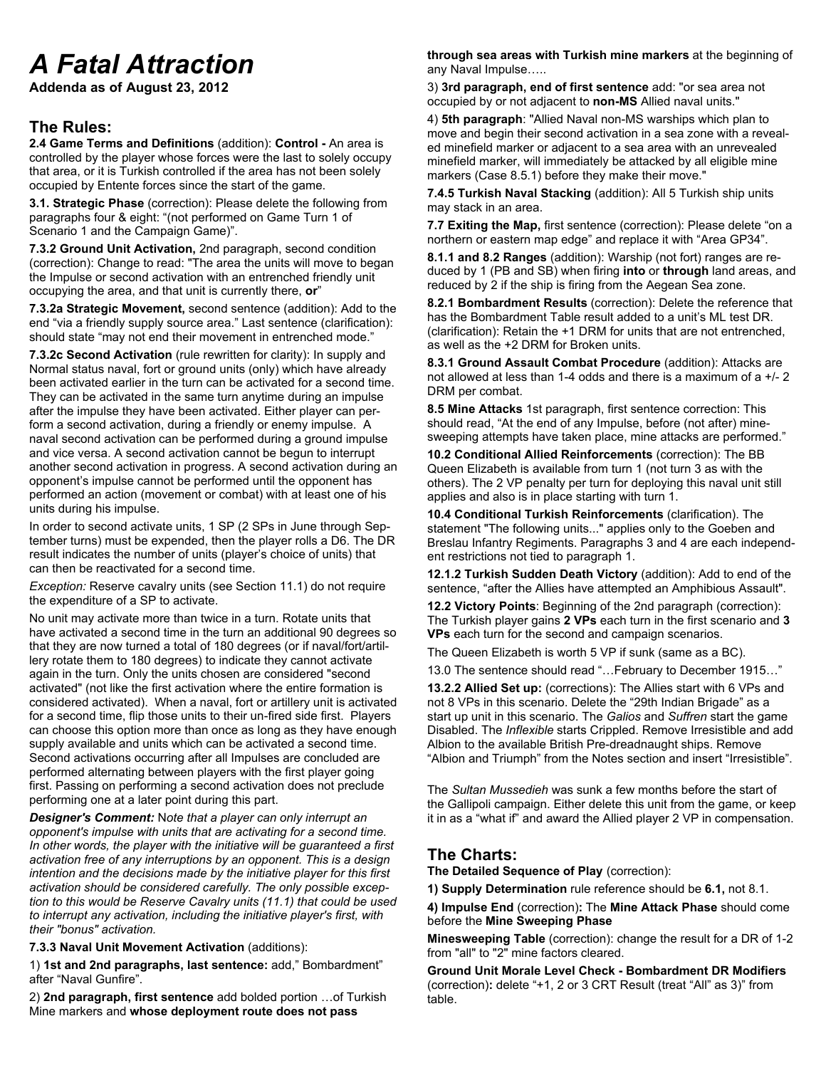# *A Fatal Attraction*

**Addenda as of August 23, 2012**

## The Rules:

**2.4 Game Terms and Definitions** (addition): **Control -** An area is controlled by the player whose forces were the last to solely occupy that area, or it is Turkish controlled if the area has not been solely occupied by Entente forces since the start of the game.

**3.1. Strategic Phase** (correction): Please delete the following from paragraphs four & eight: "(not performed on Game Turn 1 of Scenario 1 and the Campaign Game)".

**7.3.2 Ground Unit Activation,** 2nd paragraph, second condition (correction): Change to read: "The area the units will move to began the Impulse or second activation with an entrenched friendly unit occupying the area, and that unit is currently there, **or**"

**7.3.2a Strategic Movement,** second sentence (addition): Add to the end "via a friendly supply source area." Last sentence (clarification): should state "may not end their movement in entrenched mode."

**7.3.2c Second Activation** (rule rewritten for clarity): In supply and Normal status naval, fort or ground units (only) which have already been activated earlier in the turn can be activated for a second time. They can be activated in the same turn anytime during an impulse after the impulse they have been activated. Either player can perform a second activation, during a friendly or enemy impulse. A naval second activation can be performed during a ground impulse and vice versa. A second activation cannot be begun to interrupt another second activation in progress. A second activation during an opponent's impulse cannot be performed until the opponent has performed an action (movement or combat) with at least one of his units during his impulse.

In order to second activate units, 1 SP (2 SPs in June through September turns) must be expended, then the player rolls a D6. The DR result indicates the number of units (player's choice of units) that can then be reactivated for a second time.

*Exception:* Reserve cavalry units (see Section 11.1) do not require the expenditure of a SP to activate.

No unit may activate more than twice in a turn. Rotate units that have activated a second time in the turn an additional 90 degrees so that they are now turned a total of 180 degrees (or if naval/fort/artillery rotate them to 180 degrees) to indicate they cannot activate again in the turn. Only the units chosen are considered "second activated" (not like the first activation where the entire formation is considered activated). When a naval, fort or artillery unit is activated for a second time, flip those units to their un-fired side first. Players can choose this option more than once as long as they have enough supply available and units which can be activated a second time. Second activations occurring after all Impulses are concluded are performed alternating between players with the first player going first. Passing on performing a second activation does not preclude performing one at a later point during this part.

***Designer's Comment:*** *Note that a player can only interrupt an opponent's impulse with units that are activating for a second time. In other words, the player with the initiative will be guaranteed a first activation free of any interruptions by an opponent. This is a design intention and the decisions made by the initiative player for this first activation should be considered carefully. The only possible exception to this would be Reserve Cavalry units (11.1) that could be used to interrupt any activation, including the initiative player's first, with their "bonus" activation.*

**7.3.3 Naval Unit Movement Activation** (additions):

1) **1st and 2nd paragraphs, last sentence:** add," Bombardment" after "Naval Gunfire".

2) **2nd paragraph, first sentence** add bolded portion …of Turkish Mine markers and **whose deployment route does not pass through sea areas with Turkish mine markers** at the beginning of any Naval Impulse…..

3) **3rd paragraph, end of first sentence** add: "or sea area not occupied by or not adjacent to **non-MS** Allied naval units."

4) **5th paragraph**: "Allied Naval non-MS warships which plan to move and begin their second activation in a sea zone with a revealed minefield marker or adjacent to a sea area with an unrevealed minefield marker, will immediately be attacked by all eligible mine markers (Case 8.5.1) before they make their move."

**7.4.5 Turkish Naval Stacking** (addition): All 5 Turkish ship units may stack in an area.

**7.7 Exiting the Map,** first sentence (correction): Please delete "on a northern or eastern map edge" and replace it with "Area GP34".

**8.1.1 and 8.2 Ranges** (addition): Warship (not fort) ranges are reduced by 1 (PB and SB) when firing **into** or **through** land areas, and reduced by 2 if the ship is firing from the Aegean Sea zone.

**8.2.1 Bombardment Results** (correction): Delete the reference that has the Bombardment Table result added to a unit's ML test DR. (clarification): Retain the +1 DRM for units that are not entrenched, as well as the +2 DRM for Broken units.

**8.3.1 Ground Assault Combat Procedure** (addition): Attacks are not allowed at less than 1-4 odds and there is a maximum of a +/- 2 DRM per combat.

**8.5 Mine Attacks** 1st paragraph, first sentence correction: This should read, "At the end of any Impulse, before (not after) minesweeping attempts have taken place, mine attacks are performed."

**10.2 Conditional Allied Reinforcements** (correction): The BB Queen Elizabeth is available from turn 1 (not turn 3 as with the others). The 2 VP penalty per turn for deploying this naval unit still applies and also is in place starting with turn 1.

**10.4 Conditional Turkish Reinforcements** (clarification). The statement "The following units..." applies only to the Goeben and Breslau Infantry Regiments. Paragraphs 3 and 4 are each independent restrictions not tied to paragraph 1.

**12.1.2 Turkish Sudden Death Victory** (addition): Add to end of the sentence, "after the Allies have attempted an Amphibious Assault".

**12.2 Victory Points**: Beginning of the 2nd paragraph (correction): The Turkish player gains **2 VPs** each turn in the first scenario and **3 VPs** each turn for the second and campaign scenarios.

The Queen Elizabeth is worth 5 VP if sunk (same as a BC).

13.0 The sentence should read "…February to December 1915…"

**13.2.2 Allied Set up:** (corrections): The Allies start with 6 VPs and not 8 VPs in this scenario. Delete the "29th Indian Brigade" as a start up unit in this scenario. The *Galios* and *Suffren* start the game Disabled. The *Inflexible* starts Crippled. Remove Irresistible and add Albion to the available British Pre-dreadnaught ships. Remove "Albion and Triumph" from the Notes section and insert "Irresistible".

The *Sultan Mussedieh* was sunk a few months before the start of the Gallipoli campaign. Either delete this unit from the game, or keep it in as a "what if" and award the Allied player 2 VP in compensation.

## The Charts:

**The Detailed Sequence of Play** (correction):

**1) Supply Determination** rule reference should be **6.1,** not 8.1.

**4) Impulse End** (correction)**:** The **Mine Attack Phase** should come before the **Mine Sweeping Phase**

**Minesweeping Table** (correction): change the result for a DR of 1-2 from "all" to "2" mine factors cleared.

**Ground Unit Morale Level Check - Bombardment DR Modifiers** (correction)**:** delete "+1, 2 or 3 CRT Result (treat "All" as 3)" from table.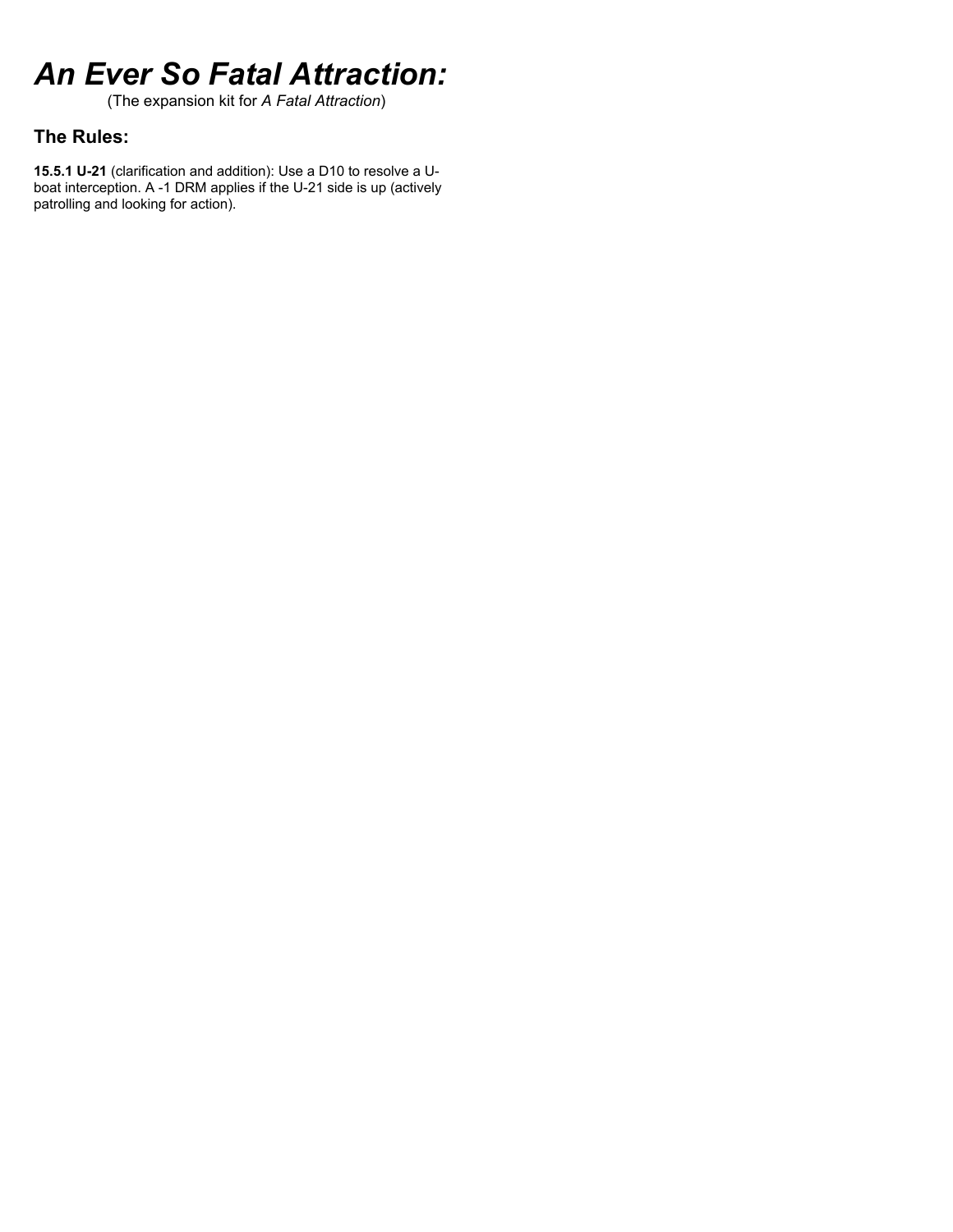# *An Ever So Fatal Attraction:*

(The expansion kit for *A Fatal Attraction*)

## The Rules:

**15.5.1 U-21** (clarification and addition): Use a D10 to resolve a U-boat interception. A -1 DRM applies if the U-21 side is up (actively patrolling and looking for action).